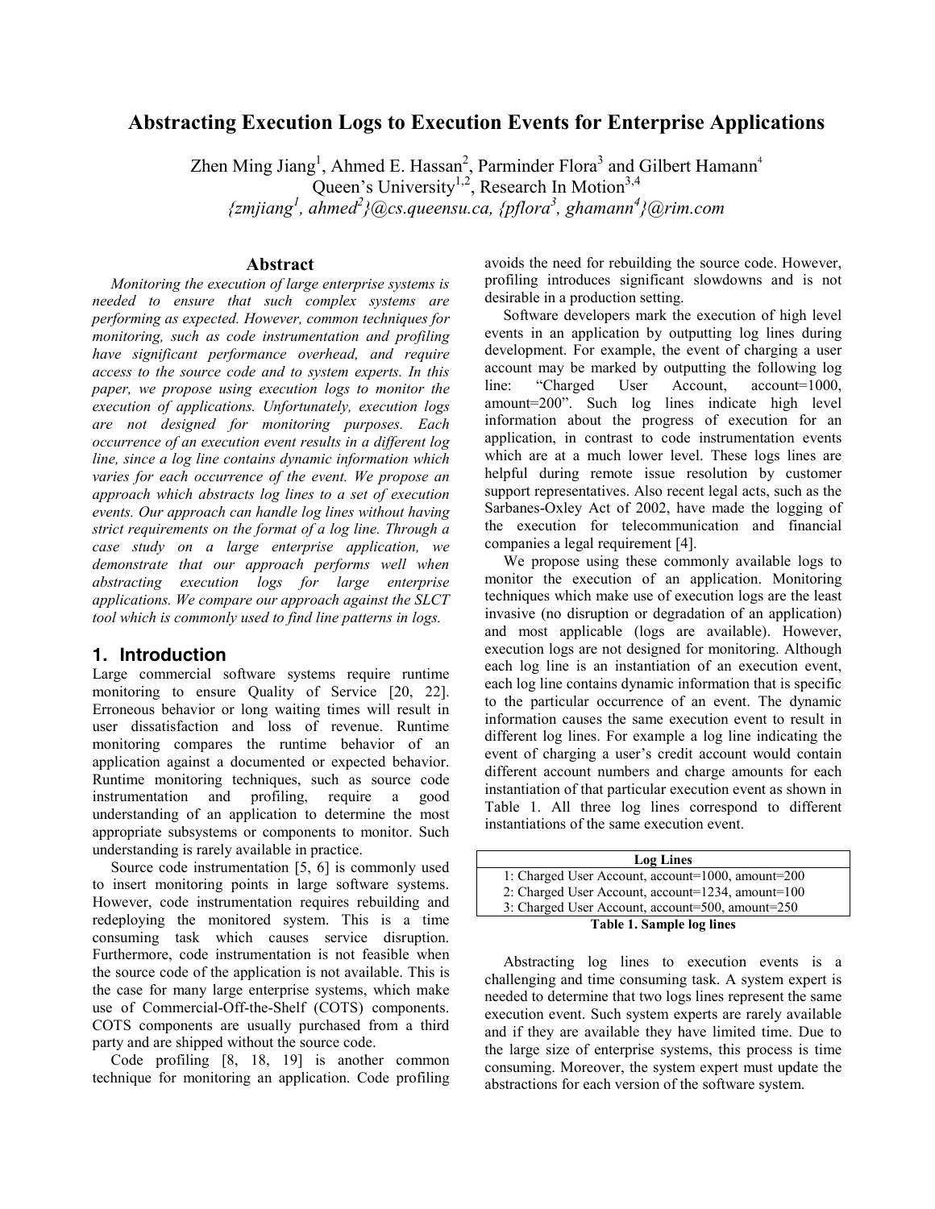# Abstracting Execution Logs to Execution Events for Enterprise Applications

Zhen Ming Jiang[1], Ahmed E. Hassan[2], Parminder Flora[3] and Gilbert Hamann[4]
Queen's University[1,2], Research In Motion[3,4]
*{zmjiang[1], ahmed[2]}@cs.queensu.ca, {pflora[3], ghamann[4]}@rim.com*

## Abstract

*Monitoring the execution of large enterprise systems is needed to ensure that such complex systems are performing as expected. However, common techniques for monitoring, such as code instrumentation and profiling have significant performance overhead, and require access to the source code and to system experts. In this paper, we propose using execution logs to monitor the execution of applications. Unfortunately, execution logs are not designed for monitoring purposes. Each occurrence of an execution event results in a different log line, since a log line contains dynamic information which varies for each occurrence of the event. We propose an approach which abstracts log lines to a set of execution events. Our approach can handle log lines without having strict requirements on the format of a log line. Through a case study on a large enterprise application, we demonstrate that our approach performs well when abstracting execution logs for large enterprise applications. We compare our approach against the SLCT tool which is commonly used to find line patterns in logs.*

## 1. Introduction

Large commercial software systems require runtime monitoring to ensure Quality of Service [20, 22]. Erroneous behavior or long waiting times will result in user dissatisfaction and loss of revenue. Runtime monitoring compares the runtime behavior of an application against a documented or expected behavior. Runtime monitoring techniques, such as source code instrumentation and profiling, require a good understanding of an application to determine the most appropriate subsystems or components to monitor. Such understanding is rarely available in practice.

Source code instrumentation [5, 6] is commonly used to insert monitoring points in large software systems. However, code instrumentation requires rebuilding and redeploying the monitored system. This is a time consuming task which causes service disruption. Furthermore, code instrumentation is not feasible when the source code of the application is not available. This is the case for many large enterprise systems, which make use of Commercial-Off-the-Shelf (COTS) components. COTS components are usually purchased from a third party and are shipped without the source code.

Code profiling [8, 18, 19] is another common technique for monitoring an application. Code profiling avoids the need for rebuilding the source code. However, profiling introduces significant slowdowns and is not desirable in a production setting.

Software developers mark the execution of high level events in an application by outputting log lines during development. For example, the event of charging a user account may be marked by outputting the following log line: "Charged User Account, account=1000, amount=200". Such log lines indicate high level information about the progress of execution for an application, in contrast to code instrumentation events which are at a much lower level. These logs lines are helpful during remote issue resolution by customer support representatives. Also recent legal acts, such as the Sarbanes-Oxley Act of 2002, have made the logging of the execution for telecommunication and financial companies a legal requirement [4].

We propose using these commonly available logs to monitor the execution of an application. Monitoring techniques which make use of execution logs are the least invasive (no disruption or degradation of an application) and most applicable (logs are available). However, execution logs are not designed for monitoring. Although each log line is an instantiation of an execution event, each log line contains dynamic information that is specific to the particular occurrence of an event. The dynamic information causes the same execution event to result in different log lines. For example a log line indicating the event of charging a user's credit account would contain different account numbers and charge amounts for each instantiation of that particular execution event as shown in Table 1. All three log lines correspond to different instantiations of the same execution event.

| Log Lines |
|---|
| 1: Charged User Account, account=1000, amount=200 |
| 2: Charged User Account, account=1234, amount=100 |
| 3: Charged User Account, account=500, amount=250 |

**Table 1. Sample log lines**

Abstracting log lines to execution events is a challenging and time consuming task. A system expert is needed to determine that two logs lines represent the same execution event. Such system experts are rarely available and if they are available they have limited time. Due to the large size of enterprise systems, this process is time consuming. Moreover, the system expert must update the abstractions for each version of the software system.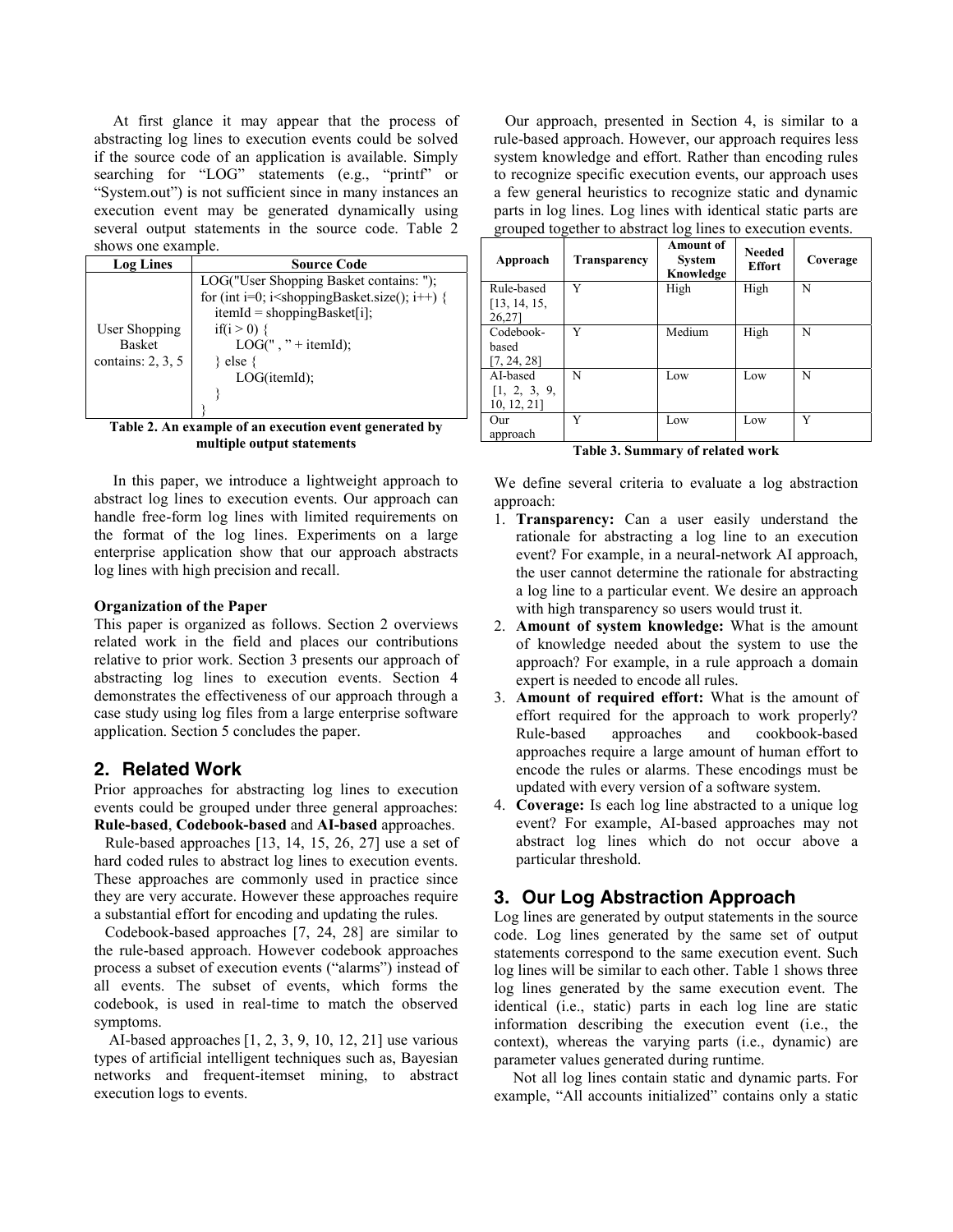At first glance it may appear that the process of abstracting log lines to execution events could be solved if the source code of an application is available. Simply searching for "LOG" statements (e.g., "printf" or "System.out") is not sufficient since in many instances an execution event may be generated dynamically using several output statements in the source code. Table 2 shows one example.

| Log Lines | Source Code |
|---|---|
| User Shopping Basket contains: 2, 3, 5 | LOG("User Shopping Basket contains: "); <br> for (int i=0; i<shoppingBasket.size(); i++) { <br> itemId = shoppingBasket[i]; <br> if(i > 0) { <br> LOG(" , " + itemId); <br> } else { <br> LOG(itemId); <br> } <br> } |

**Table 2. An example of an execution event generated by multiple output statements**

In this paper, we introduce a lightweight approach to abstract log lines to execution events. Our approach can handle free-form log lines with limited requirements on the format of the log lines. Experiments on a large enterprise application show that our approach abstracts log lines with high precision and recall.

**Organization of the Paper**

This paper is organized as follows. Section 2 overviews related work in the field and places our contributions relative to prior work. Section 3 presents our approach of abstracting log lines to execution events. Section 4 demonstrates the effectiveness of our approach through a case study using log files from a large enterprise software application. Section 5 concludes the paper.

## 2. Related Work

Prior approaches for abstracting log lines to execution events could be grouped under three general approaches: **Rule-based**, **Codebook-based** and **AI-based** approaches.

Rule-based approaches [13, 14, 15, 26, 27] use a set of hard coded rules to abstract log lines to execution events. These approaches are commonly used in practice since they are very accurate. However these approaches require a substantial effort for encoding and updating the rules.

Codebook-based approaches [7, 24, 28] are similar to the rule-based approach. However codebook approaches process a subset of execution events ("alarms") instead of all events. The subset of events, which forms the codebook, is used in real-time to match the observed symptoms.

AI-based approaches [1, 2, 3, 9, 10, 12, 21] use various types of artificial intelligent techniques such as, Bayesian networks and frequent-itemset mining, to abstract execution logs to events.

Our approach, presented in Section 4, is similar to a rule-based approach. However, our approach requires less system knowledge and effort. Rather than encoding rules to recognize specific execution events, our approach uses a few general heuristics to recognize static and dynamic parts in log lines. Log lines with identical static parts are grouped together to abstract log lines to execution events.

| Approach | Transparency | Amount of System Knowledge | Needed Effort | Coverage |
|---|---|---|---|---|
| Rule-based [13, 14, 15, 26,27] | Y | High | High | N |
| Codebook-based [7, 24, 28] | Y | Medium | High | N |
| AI-based [1, 2, 3, 9, 10, 12, 21] | N | Low | Low | N |
| Our approach | Y | Low | Low | Y |

**Table 3. Summary of related work**

We define several criteria to evaluate a log abstraction approach:

1. **Transparency:** Can a user easily understand the rationale for abstracting a log line to an execution event? For example, in a neural-network AI approach, the user cannot determine the rationale for abstracting a log line to a particular event. We desire an approach with high transparency so users would trust it.
2. **Amount of system knowledge:** What is the amount of knowledge needed about the system to use the approach? For example, in a rule approach a domain expert is needed to encode all rules.
3. **Amount of required effort:** What is the amount of effort required for the approach to work properly? Rule-based approaches and cookbook-based approaches require a large amount of human effort to encode the rules or alarms. These encodings must be updated with every version of a software system.
4. **Coverage:** Is each log line abstracted to a unique log event? For example, AI-based approaches may not abstract log lines which do not occur above a particular threshold.

## 3. Our Log Abstraction Approach

Log lines are generated by output statements in the source code. Log lines generated by the same set of output statements correspond to the same execution event. Such log lines will be similar to each other. Table 1 shows three log lines generated by the same execution event. The identical (i.e., static) parts in each log line are static information describing the execution event (i.e., the context), whereas the varying parts (i.e., dynamic) are parameter values generated during runtime.

Not all log lines contain static and dynamic parts. For example, "All accounts initialized" contains only a static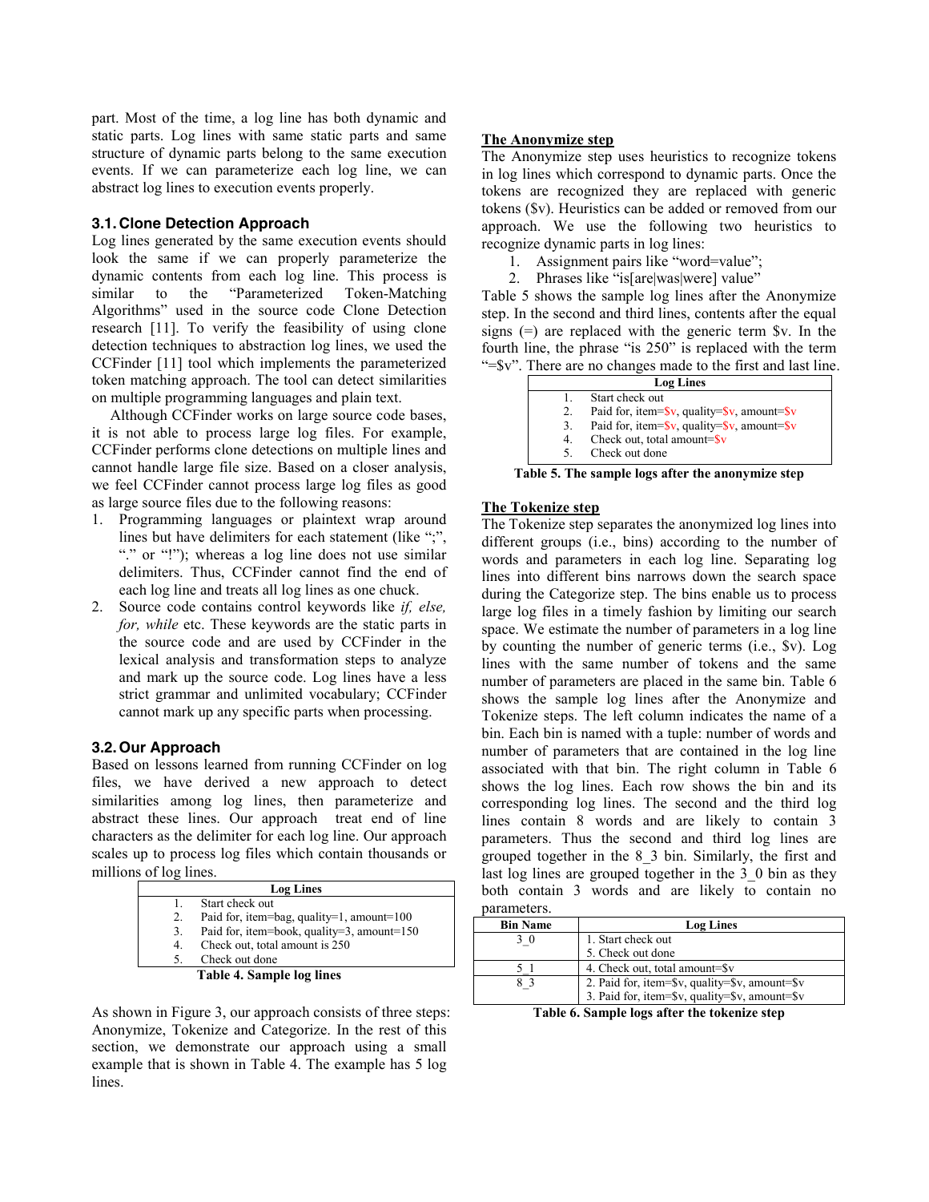part. Most of the time, a log line has both dynamic and static parts. Log lines with same static parts and same structure of dynamic parts belong to the same execution events. If we can parameterize each log line, we can abstract log lines to execution events properly.

### 3.1. Clone Detection Approach

Log lines generated by the same execution events should look the same if we can properly parameterize the dynamic contents from each log line. This process is similar to the "Parameterized Token-Matching Algorithms" used in the source code Clone Detection research [11]. To verify the feasibility of using clone detection techniques to abstraction log lines, we used the CCFinder [11] tool which implements the parameterized token matching approach. The tool can detect similarities on multiple programming languages and plain text.

Although CCFinder works on large source code bases, it is not able to process large log files. For example, CCFinder performs clone detections on multiple lines and cannot handle large file size. Based on a closer analysis, we feel CCFinder cannot process large log files as good as large source files due to the following reasons:

1. Programming languages or plaintext wrap around lines but have delimiters for each statement (like ";", "." or "!"); whereas a log line does not use similar delimiters. Thus, CCFinder cannot find the end of each log line and treats all log lines as one chuck.
2. Source code contains control keywords like *if, else, for, while* etc. These keywords are the static parts in the source code and are used by CCFinder in the lexical analysis and transformation steps to analyze and mark up the source code. Log lines have a less strict grammar and unlimited vocabulary; CCFinder cannot mark up any specific parts when processing.

### 3.2. Our Approach

Based on lessons learned from running CCFinder on log files, we have derived a new approach to detect similarities among log lines, then parameterize and abstract these lines. Our approach treat end of line characters as the delimiter for each log line. Our approach scales up to process log files which contain thousands or millions of log lines.

| Log Lines |
|---|
| 1. Start check out |
| 2. Paid for, item=bag, quality=1, amount=100 |
| 3. Paid for, item=book, quality=3, amount=150 |
| 4. Check out, total amount is 250 |
| 5. Check out done |

**Table 4. Sample log lines**

As shown in Figure 3, our approach consists of three steps: Anonymize, Tokenize and Categorize. In the rest of this section, we demonstrate our approach using a small example that is shown in Table 4. The example has 5 log lines.

**The Anonymize step**

The Anonymize step uses heuristics to recognize tokens in log lines which correspond to dynamic parts. Once the tokens are recognized they are replaced with generic tokens ($v). Heuristics can be added or removed from our approach. We use the following two heuristics to recognize dynamic parts in log lines:

1. Assignment pairs like "word=value";
2. Phrases like "is[are|was|were] value"

Table 5 shows the sample log lines after the Anonymize step. In the second and third lines, contents after the equal signs (=) are replaced with the generic term $v. In the fourth line, the phrase "is 250" is replaced with the term "=$v". There are no changes made to the first and last line.

| Log Lines |
|---|
| 1. Start check out |
| 2. Paid for, item=$v, quality=$v, amount=$v |
| 3. Paid for, item=$v, quality=$v, amount=$v |
| 4. Check out, total amount=$v |
| 5. Check out done |

**Table 5. The sample logs after the anonymize step**

**The Tokenize step**

The Tokenize step separates the anonymized log lines into different groups (i.e., bins) according to the number of words and parameters in each log line. Separating log lines into different bins narrows down the search space during the Categorize step. The bins enable us to process large log files in a timely fashion by limiting our search space. We estimate the number of parameters in a log line by counting the number of generic terms (i.e., $v). Log lines with the same number of tokens and the same number of parameters are placed in the same bin. Table 6 shows the sample log lines after the Anonymize and Tokenize steps. The left column indicates the name of a bin. Each bin is named with a tuple: number of words and number of parameters that are contained in the log line associated with that bin. The right column in Table 6 shows the log lines. Each row shows the bin and its corresponding log lines. The second and the third log lines contain 8 words and are likely to contain 3 parameters. Thus the second and third log lines are grouped together in the 8_3 bin. Similarly, the first and last log lines are grouped together in the 3_0 bin as they both contain 3 words and are likely to contain no parameters.

| Bin Name | Log Lines |
|---|---|
| 3_0 | 1. Start check out<br>5. Check out done |
| 5_1 | 4. Check out, total amount=$v |
| 8_3 | 2. Paid for, item=$v, quality=$v, amount=$v<br>3. Paid for, item=$v, quality=$v, amount=$v |

**Table 6. Sample logs after the tokenize step**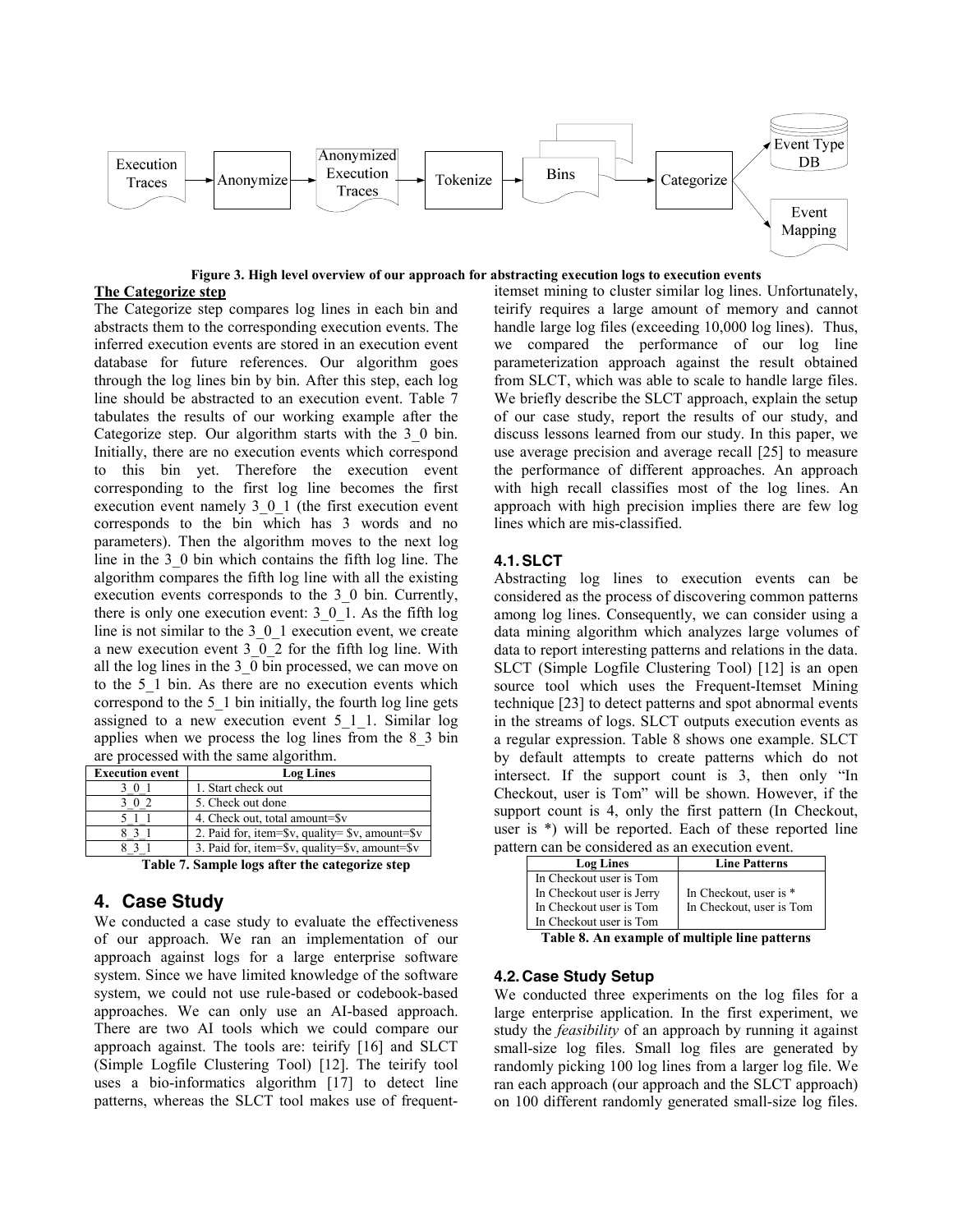Figure 3. High level overview of our approach for abstracting execution logs to execution events

**The Categorize step**

The Categorize step compares log lines in each bin and abstracts them to the corresponding execution events. The inferred execution events are stored in an execution event database for future references. Our algorithm goes through the log lines bin by bin. After this step, each log line should be abstracted to an execution event. Table 7 tabulates the results of our working example after the Categorize step. Our algorithm starts with the 3_0 bin. Initially, there are no execution events which correspond to this bin yet. Therefore the execution event corresponding to the first log line becomes the first execution event namely 3_0_1 (the first execution event corresponds to the bin which has 3 words and no parameters). Then the algorithm moves to the next log line in the 3_0 bin which contains the fifth log line. The algorithm compares the fifth log line with all the existing execution events corresponds to the 3_0 bin. Currently, there is only one execution event: 3_0_1. As the fifth log line is not similar to the 3_0_1 execution event, we create a new execution event 3_0_2 for the fifth log line. With all the log lines in the 3_0 bin processed, we can move on to the 5_1 bin. As there are no execution events which correspond to the 5_1 bin initially, the fourth log line gets assigned to a new execution event 5_1_1. Similar log applies when we process the log lines from the 8_3 bin are processed with the same algorithm.

| Execution event | Log Lines |
|---|---|
| 3_0_1 | 1. Start check out |
| 3_0_2 | 5. Check out done |
| 5_1_1 | 4. Check out, total amount=$v |
| 8_3_1 | 2. Paid for, item=$v, quality= $v, amount=$v |
| 8_3_1 | 3. Paid for, item=$v, quality=$v, amount=$v |

Table 7. Sample logs after the categorize step

# 4. Case Study

We conducted a case study to evaluate the effectiveness of our approach. We ran an implementation of our approach against logs for a large enterprise software system. Since we have limited knowledge of the software system, we could not use rule-based or codebook-based approaches. We can only use an AI-based approach. There are two AI tools which we could compare our approach against. The tools are: teirify [16] and SLCT (Simple Logfile Clustering Tool) [12]. The teirify tool uses a bio-informatics algorithm [17] to detect line patterns, whereas the SLCT tool makes use of frequent-itemset mining to cluster similar log lines. Unfortunately, teirify requires a large amount of memory and cannot handle large log files (exceeding 10,000 log lines). Thus, we compared the performance of our log line parameterization approach against the result obtained from SLCT, which was able to scale to handle large files. We briefly describe the SLCT approach, explain the setup of our case study, report the results of our study, and discuss lessons learned from our study. In this paper, we use average precision and average recall [25] to measure the performance of different approaches. An approach with high recall classifies most of the log lines. An approach with high precision implies there are few log lines which are mis-classified.

## 4.1. SLCT

Abstracting log lines to execution events can be considered as the process of discovering common patterns among log lines. Consequently, we can consider using a data mining algorithm which analyzes large volumes of data to report interesting patterns and relations in the data. SLCT (Simple Logfile Clustering Tool) [12] is an open source tool which uses the Frequent-Itemset Mining technique [23] to detect patterns and spot abnormal events in the streams of logs. SLCT outputs execution events as a regular expression. Table 8 shows one example. SLCT by default attempts to create patterns which do not intersect. If the support count is 3, then only "In Checkout, user is Tom" will be shown. However, if the support count is 4, only the first pattern (In Checkout, user is *) will be reported. Each of these reported line pattern can be considered as an execution event.

| Log Lines | Line Patterns |
|---|---|
| In Checkout user is Tom<br>In Checkout user is Jerry<br>In Checkout user is Tom<br>In Checkout user is Tom | In Checkout, user is *<br>In Checkout, user is Tom |

Table 8. An example of multiple line patterns

## 4.2. Case Study Setup

We conducted three experiments on the log files for a large enterprise application. In the first experiment, we study the *feasibility* of an approach by running it against small-size log files. Small log files are generated by randomly picking 100 log lines from a larger log file. We ran each approach (our approach and the SLCT approach) on 100 different randomly generated small-size log files.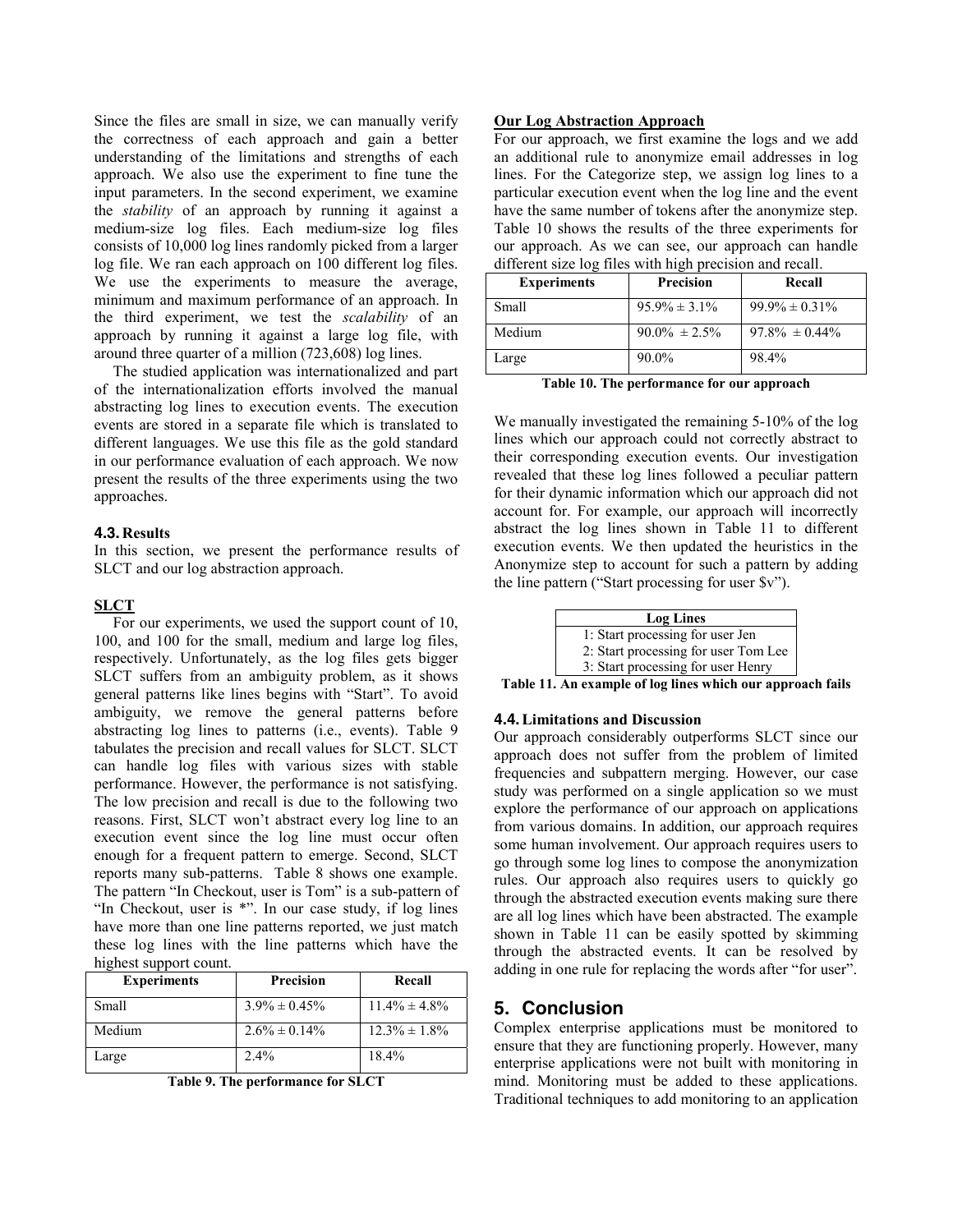Since the files are small in size, we can manually verify the correctness of each approach and gain a better understanding of the limitations and strengths of each approach. We also use the experiment to fine tune the input parameters. In the second experiment, we examine the *stability* of an approach by running it against a medium-size log files. Each medium-size log files consists of 10,000 log lines randomly picked from a larger log file. We ran each approach on 100 different log files. We use the experiments to measure the average, minimum and maximum performance of an approach. In the third experiment, we test the *scalability* of an approach by running it against a large log file, with around three quarter of a million (723,608) log lines.

The studied application was internationalized and part of the internationalization efforts involved the manual abstracting log lines to execution events. The execution events are stored in a separate file which is translated to different languages. We use this file as the gold standard in our performance evaluation of each approach. We now present the results of the three experiments using the two approaches.

### 4.3. Results

In this section, we present the performance results of SLCT and our log abstraction approach.

**SLCT**

For our experiments, we used the support count of 10, 100, and 100 for the small, medium and large log files, respectively. Unfortunately, as the log files gets bigger SLCT suffers from an ambiguity problem, as it shows general patterns like lines begins with "Start". To avoid ambiguity, we remove the general patterns before abstracting log lines to patterns (i.e., events). Table 9 tabulates the precision and recall values for SLCT. SLCT can handle log files with various sizes with stable performance. However, the performance is not satisfying. The low precision and recall is due to the following two reasons. First, SLCT won't abstract every log line to an execution event since the log line must occur often enough for a frequent pattern to emerge. Second, SLCT reports many sub-patterns. Table 8 shows one example. The pattern "In Checkout, user is Tom" is a sub-pattern of "In Checkout, user is *". In our case study, if log lines have more than one line patterns reported, we just match these log lines with the line patterns which have the highest support count.

| Experiments | Precision | Recall |
|---|---|---|
| Small | 3.9% ± 0.45% | 11.4% ± 4.8% |
| Medium | 2.6% ± 0.14% | 12.3% ± 1.8% |
| Large | 2.4% | 18.4% |

**Table 9. The performance for SLCT**

**Our Log Abstraction Approach**

For our approach, we first examine the logs and we add an additional rule to anonymize email addresses in log lines. For the Categorize step, we assign log lines to a particular execution event when the log line and the event have the same number of tokens after the anonymize step. Table 10 shows the results of the three experiments for our approach. As we can see, our approach can handle different size log files with high precision and recall.

| Experiments | Precision | Recall |
|---|---|---|
| Small | 95.9% ± 3.1% | 99.9% ± 0.31% |
| Medium | 90.0% ± 2.5% | 97.8% ± 0.44% |
| Large | 90.0% | 98.4% |

**Table 10. The performance for our approach**

We manually investigated the remaining 5-10% of the log lines which our approach could not correctly abstract to their corresponding execution events. Our investigation revealed that these log lines followed a peculiar pattern for their dynamic information which our approach did not account for. For example, our approach will incorrectly abstract the log lines shown in Table 11 to different execution events. We then updated the heuristics in the Anonymize step to account for such a pattern by adding the line pattern ("Start processing for user $v").

| Log Lines |
|---|
| 1: Start processing for user Jen |
| 2: Start processing for user Tom Lee |
| 3: Start processing for user Henry |

**Table 11. An example of log lines which our approach fails**

### 4.4. Limitations and Discussion

Our approach considerably outperforms SLCT since our approach does not suffer from the problem of limited frequencies and subpattern merging. However, our case study was performed on a single application so we must explore the performance of our approach on applications from various domains. In addition, our approach requires some human involvement. Our approach requires users to go through some log lines to compose the anonymization rules. Our approach also requires users to quickly go through the abstracted execution events making sure there are all log lines which have been abstracted. The example shown in Table 11 can be easily spotted by skimming through the abstracted events. It can be resolved by adding in one rule for replacing the words after "for user".

## 5. Conclusion

Complex enterprise applications must be monitored to ensure that they are functioning properly. However, many enterprise applications were not built with monitoring in mind. Monitoring must be added to these applications. Traditional techniques to add monitoring to an application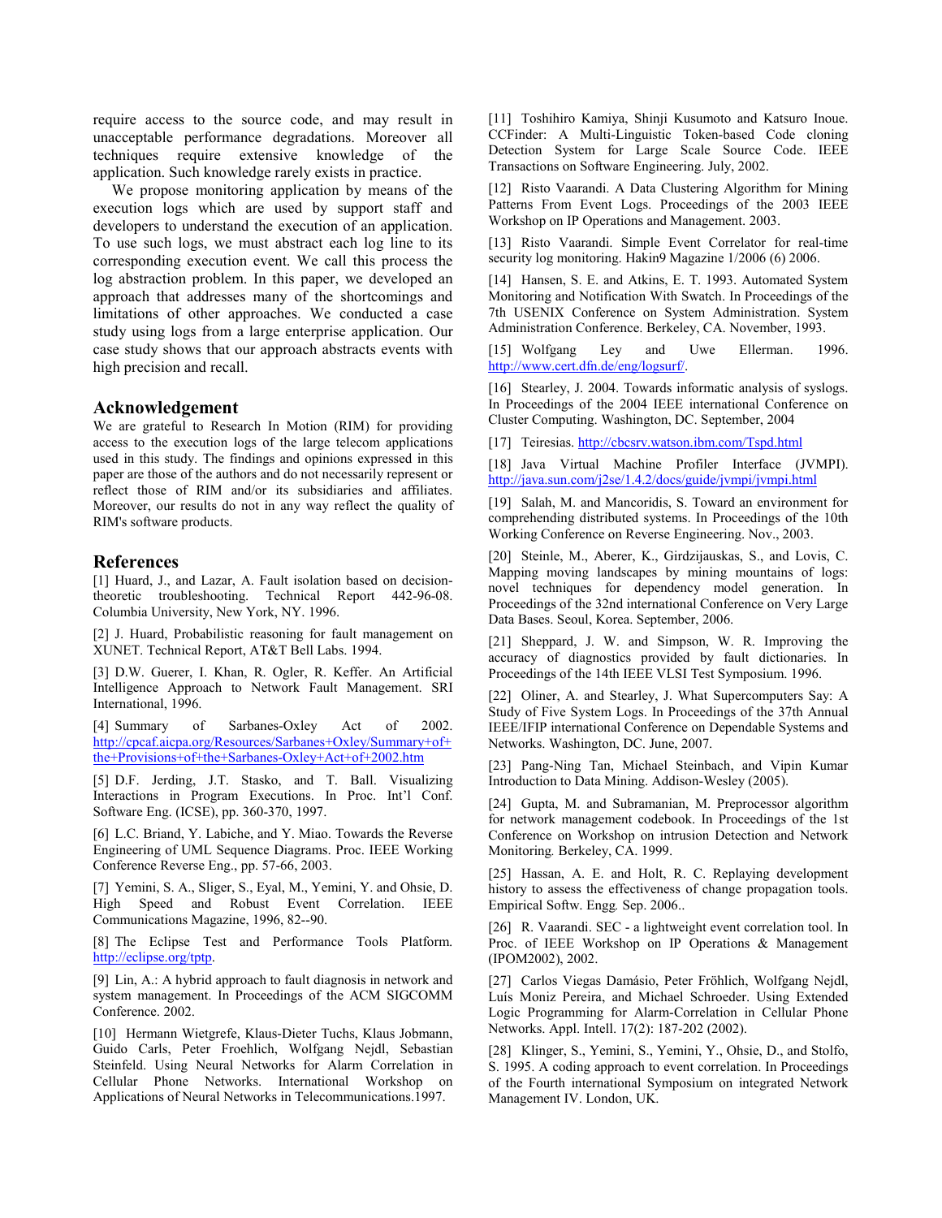require access to the source code, and may result in unacceptable performance degradations. Moreover all techniques require extensive knowledge of the application. Such knowledge rarely exists in practice.

We propose monitoring application by means of the execution logs which are used by support staff and developers to understand the execution of an application. To use such logs, we must abstract each log line to its corresponding execution event. We call this process the log abstraction problem. In this paper, we developed an approach that addresses many of the shortcomings and limitations of other approaches. We conducted a case study using logs from a large enterprise application. Our case study shows that our approach abstracts events with high precision and recall.

## Acknowledgement

We are grateful to Research In Motion (RIM) for providing access to the execution logs of the large telecom applications used in this study. The findings and opinions expressed in this paper are those of the authors and do not necessarily represent or reflect those of RIM and/or its subsidiaries and affiliates. Moreover, our results do not in any way reflect the quality of RIM's software products.

## References

[1] Huard, J., and Lazar, A. Fault isolation based on decision-theoretic troubleshooting. Technical Report 442-96-08. Columbia University, New York, NY. 1996.

[2] J. Huard, Probabilistic reasoning for fault management on XUNET. Technical Report, AT&T Bell Labs. 1994.

[3] D.W. Guerer, I. Khan, R. Ogler, R. Keffer. An Artificial Intelligence Approach to Network Fault Management. SRI International, 1996.

[4] Summary of Sarbanes-Oxley Act of 2002. http://cpcaf.aicpa.org/Resources/Sarbanes+Oxley/Summary+of+the+Provisions+of+the+Sarbanes-Oxley+Act+of+2002.htm

[5] D.F. Jerding, J.T. Stasko, and T. Ball. Visualizing Interactions in Program Executions. In Proc. Int'l Conf. Software Eng. (ICSE), pp. 360-370, 1997.

[6] L.C. Briand, Y. Labiche, and Y. Miao. Towards the Reverse Engineering of UML Sequence Diagrams. Proc. IEEE Working Conference Reverse Eng., pp. 57-66, 2003.

[7] Yemini, S. A., Sliger, S., Eyal, M., Yemini, Y. and Ohsie, D. High Speed and Robust Event Correlation. IEEE Communications Magazine, 1996, 82--90.

[8] The Eclipse Test and Performance Tools Platform. http://eclipse.org/tptp.

[9] Lin, A.: A hybrid approach to fault diagnosis in network and system management. In Proceedings of the ACM SIGCOMM Conference. 2002.

[10] Hermann Wietgrefe, Klaus-Dieter Tuchs, Klaus Jobmann, Guido Carls, Peter Froehlich, Wolfgang Nejdl, Sebastian Steinfeld. Using Neural Networks for Alarm Correlation in Cellular Phone Networks. International Workshop on Applications of Neural Networks in Telecommunications.1997.

[11] Toshihiro Kamiya, Shinji Kusumoto and Katsuro Inoue. CCFinder: A Multi-Linguistic Token-based Code cloning Detection System for Large Scale Source Code. IEEE Transactions on Software Engineering. July, 2002.

[12] Risto Vaarandi. A Data Clustering Algorithm for Mining Patterns From Event Logs. Proceedings of the 2003 IEEE Workshop on IP Operations and Management. 2003.

[13] Risto Vaarandi. Simple Event Correlator for real-time security log monitoring. Hakin9 Magazine 1/2006 (6) 2006.

[14] Hansen, S. E. and Atkins, E. T. 1993. Automated System Monitoring and Notification With Swatch. In Proceedings of the 7th USENIX Conference on System Administration. System Administration Conference. Berkeley, CA. November, 1993.

[15] Wolfgang Ley and Uwe Ellerman. 1996. http://www.cert.dfn.de/eng/logsurf/.

[16] Stearley, J. 2004. Towards informatic analysis of syslogs. In Proceedings of the 2004 IEEE international Conference on Cluster Computing. Washington, DC. September, 2004

[17] Teiresias. http://cbcsrv.watson.ibm.com/Tspd.html

[18] Java Virtual Machine Profiler Interface (JVMPI). http://java.sun.com/j2se/1.4.2/docs/guide/jvmpi/jvmpi.html

[19] Salah, M. and Mancoridis, S. Toward an environment for comprehending distributed systems. In Proceedings of the 10th Working Conference on Reverse Engineering. Nov., 2003.

[20] Steinle, M., Aberer, K., Girdzijauskas, S., and Lovis, C. Mapping moving landscapes by mining mountains of logs: novel techniques for dependency model generation. In Proceedings of the 32nd international Conference on Very Large Data Bases. Seoul, Korea. September, 2006.

[21] Sheppard, J. W. and Simpson, W. R. Improving the accuracy of diagnostics provided by fault dictionaries. In Proceedings of the 14th IEEE VLSI Test Symposium. 1996.

[22] Oliner, A. and Stearley, J. What Supercomputers Say: A Study of Five System Logs. In Proceedings of the 37th Annual IEEE/IFIP international Conference on Dependable Systems and Networks. Washington, DC. June, 2007.

[23] Pang-Ning Tan, Michael Steinbach, and Vipin Kumar Introduction to Data Mining. Addison-Wesley (2005).

[24] Gupta, M. and Subramanian, M. Preprocessor algorithm for network management codebook. In Proceedings of the 1st Conference on Workshop on intrusion Detection and Network Monitoring*.* Berkeley, CA. 1999.

[25] Hassan, A. E. and Holt, R. C. Replaying development history to assess the effectiveness of change propagation tools. Empirical Softw. Engg*.* Sep. 2006..

[26] R. Vaarandi. SEC - a lightweight event correlation tool. In Proc. of IEEE Workshop on IP Operations & Management (IPOM2002), 2002.

[27] Carlos Viegas Damásio, Peter Fröhlich, Wolfgang Nejdl, Luís Moniz Pereira, and Michael Schroeder. Using Extended Logic Programming for Alarm-Correlation in Cellular Phone Networks. Appl. Intell. 17(2): 187-202 (2002).

[28] Klinger, S., Yemini, S., Yemini, Y., Ohsie, D., and Stolfo, S. 1995. A coding approach to event correlation. In Proceedings of the Fourth international Symposium on integrated Network Management IV. London, UK.